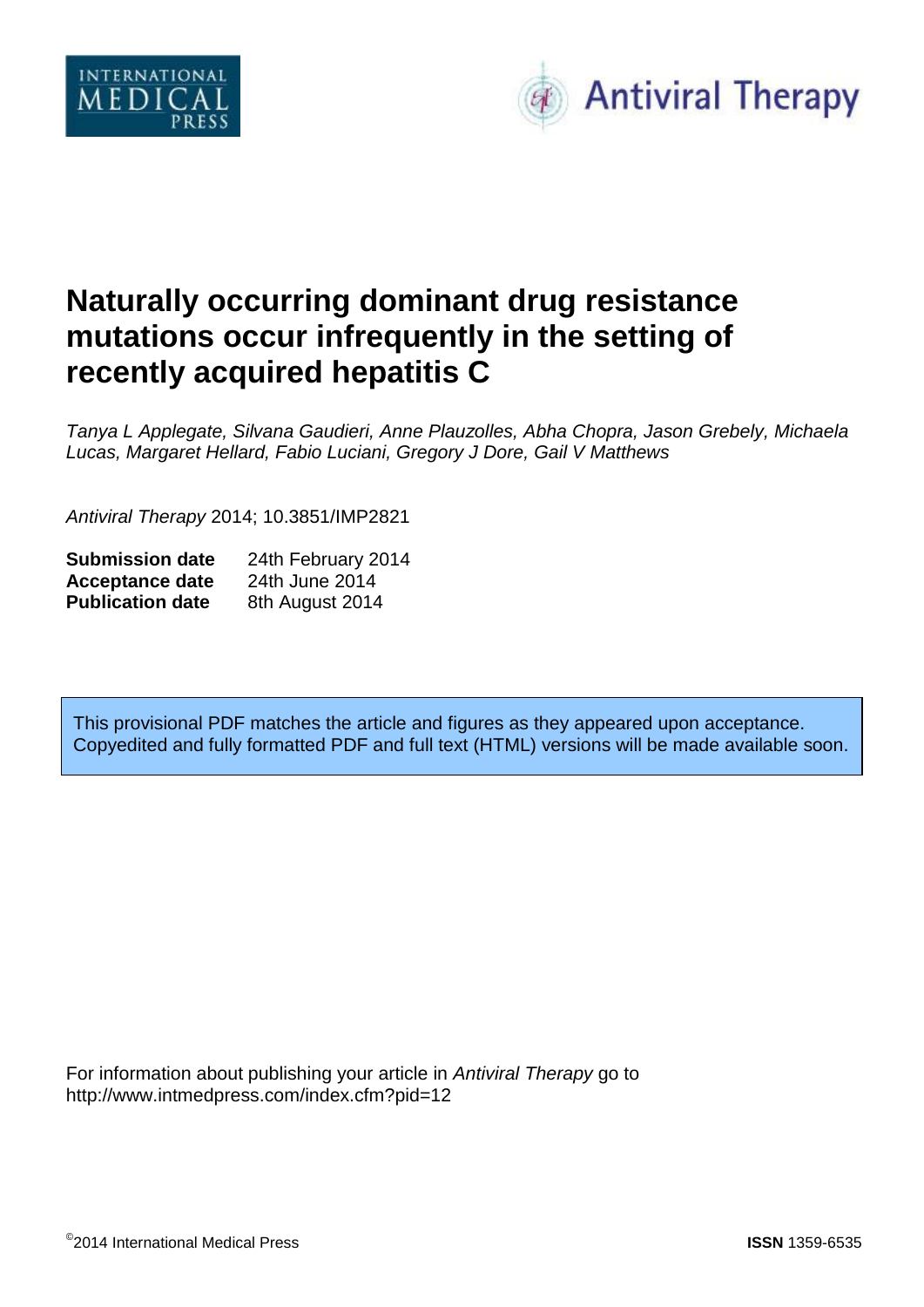INTERNATIONAL MEDICAL PRESS

Antiviral Therapy

# Naturally occurring dominant drug resistance mutations occur infrequently in the setting of recently acquired hepatitis C

*Tanya L Applegate, Silvana Gaudieri, Anne Plauzolles, Abha Chopra, Jason Grebely, Michaela Lucas, Margaret Hellard, Fabio Luciani, Gregory J Dore, Gail V Matthews*

*Antiviral Therapy* 2014; 10.3851/IMP2821

**Submission date** 24th February 2014
**Acceptance date** 24th June 2014
**Publication date** 8th August 2014

This provisional PDF matches the article and figures as they appeared upon acceptance. Copyedited and fully formatted PDF and full text (HTML) versions will be made available soon.

For information about publishing your article in *Antiviral Therapy* go to http://www.intmedpress.com/index.cfm?pid=12

©2014 International Medical Press

**ISSN** 1359-6535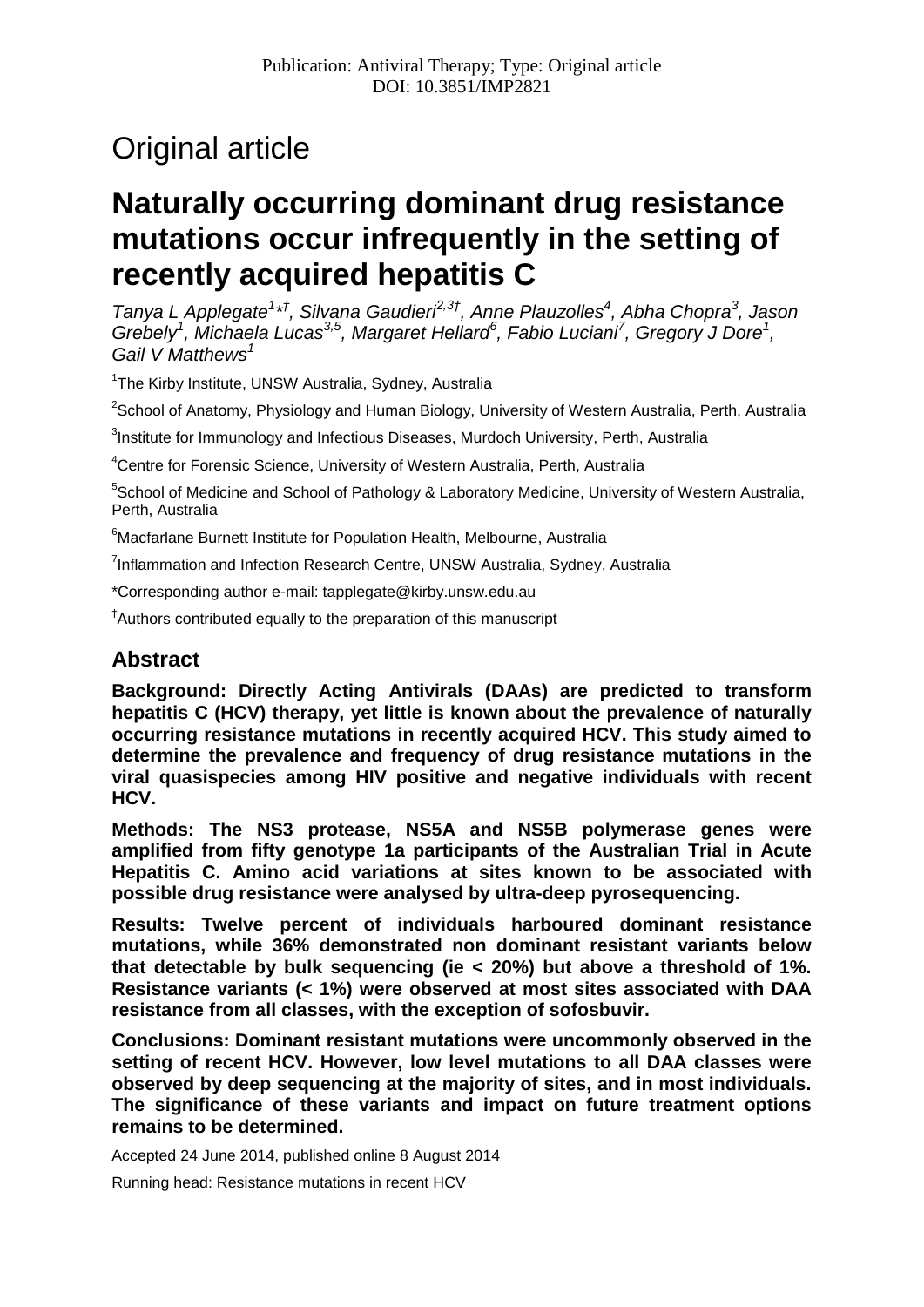Publication: Antiviral Therapy; Type: Original article
DOI: 10.3851/IMP2821

# Original article

# Naturally occurring dominant drug resistance mutations occur infrequently in the setting of recently acquired hepatitis C

*Tanya L Applegate[1*†], Silvana Gaudieri[2,3†], Anne Plauzolles[4], Abha Chopra[3], Jason Grebely[1], Michaela Lucas[3,5], Margaret Hellard[6], Fabio Luciani[7], Gregory J Dore[1], Gail V Matthews[1]*

[1]The Kirby Institute, UNSW Australia, Sydney, Australia

[2]School of Anatomy, Physiology and Human Biology, University of Western Australia, Perth, Australia

[3]Institute for Immunology and Infectious Diseases, Murdoch University, Perth, Australia

[4]Centre for Forensic Science, University of Western Australia, Perth, Australia

[5]School of Medicine and School of Pathology & Laboratory Medicine, University of Western Australia, Perth, Australia

[6]Macfarlane Burnett Institute for Population Health, Melbourne, Australia

[7]Inflammation and Infection Research Centre, UNSW Australia, Sydney, Australia

*Corresponding author e-mail: tapplegate@kirby.unsw.edu.au

[†]Authors contributed equally to the preparation of this manuscript

## Abstract

**Background: Directly Acting Antivirals (DAAs) are predicted to transform hepatitis C (HCV) therapy, yet little is known about the prevalence of naturally occurring resistance mutations in recently acquired HCV. This study aimed to determine the prevalence and frequency of drug resistance mutations in the viral quasispecies among HIV positive and negative individuals with recent HCV.**

**Methods: The NS3 protease, NS5A and NS5B polymerase genes were amplified from fifty genotype 1a participants of the Australian Trial in Acute Hepatitis C. Amino acid variations at sites known to be associated with possible drug resistance were analysed by ultra-deep pyrosequencing.**

**Results: Twelve percent of individuals harboured dominant resistance mutations, while 36% demonstrated non dominant resistant variants below that detectable by bulk sequencing (ie < 20%) but above a threshold of 1%. Resistance variants (< 1%) were observed at most sites associated with DAA resistance from all classes, with the exception of sofosbuvir.**

**Conclusions: Dominant resistant mutations were uncommonly observed in the setting of recent HCV. However, low level mutations to all DAA classes were observed by deep sequencing at the majority of sites, and in most individuals. The significance of these variants and impact on future treatment options remains to be determined.**

Accepted 24 June 2014, published online 8 August 2014

Running head: Resistance mutations in recent HCV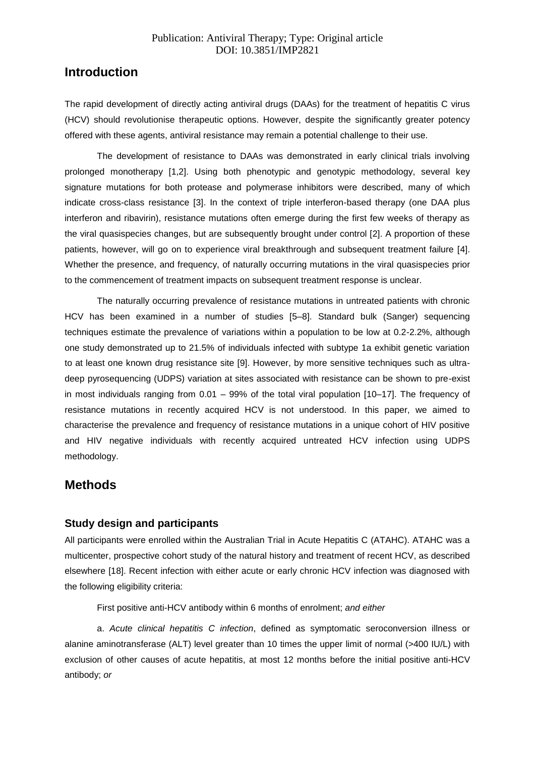## Introduction

The rapid development of directly acting antiviral drugs (DAAs) for the treatment of hepatitis C virus (HCV) should revolutionise therapeutic options. However, despite the significantly greater potency offered with these agents, antiviral resistance may remain a potential challenge to their use.

The development of resistance to DAAs was demonstrated in early clinical trials involving prolonged monotherapy [1,2]. Using both phenotypic and genotypic methodology, several key signature mutations for both protease and polymerase inhibitors were described, many of which indicate cross-class resistance [3]. In the context of triple interferon-based therapy (one DAA plus interferon and ribavirin), resistance mutations often emerge during the first few weeks of therapy as the viral quasispecies changes, but are subsequently brought under control [2]. A proportion of these patients, however, will go on to experience viral breakthrough and subsequent treatment failure [4]. Whether the presence, and frequency, of naturally occurring mutations in the viral quasispecies prior to the commencement of treatment impacts on subsequent treatment response is unclear.

The naturally occurring prevalence of resistance mutations in untreated patients with chronic HCV has been examined in a number of studies [5–8]. Standard bulk (Sanger) sequencing techniques estimate the prevalence of variations within a population to be low at 0.2-2.2%, although one study demonstrated up to 21.5% of individuals infected with subtype 1a exhibit genetic variation to at least one known drug resistance site [9]. However, by more sensitive techniques such as ultra-deep pyrosequencing (UDPS) variation at sites associated with resistance can be shown to pre-exist in most individuals ranging from 0.01 – 99% of the total viral population [10–17]. The frequency of resistance mutations in recently acquired HCV is not understood. In this paper, we aimed to characterise the prevalence and frequency of resistance mutations in a unique cohort of HIV positive and HIV negative individuals with recently acquired untreated HCV infection using UDPS methodology.

## Methods

### Study design and participants

All participants were enrolled within the Australian Trial in Acute Hepatitis C (ATAHC). ATAHC was a multicenter, prospective cohort study of the natural history and treatment of recent HCV, as described elsewhere [18]. Recent infection with either acute or early chronic HCV infection was diagnosed with the following eligibility criteria:

First positive anti-HCV antibody within 6 months of enrolment; *and either*

a. *Acute clinical hepatitis C infection*, defined as symptomatic seroconversion illness or alanine aminotransferase (ALT) level greater than 10 times the upper limit of normal (>400 IU/L) with exclusion of other causes of acute hepatitis, at most 12 months before the initial positive anti-HCV antibody; *or*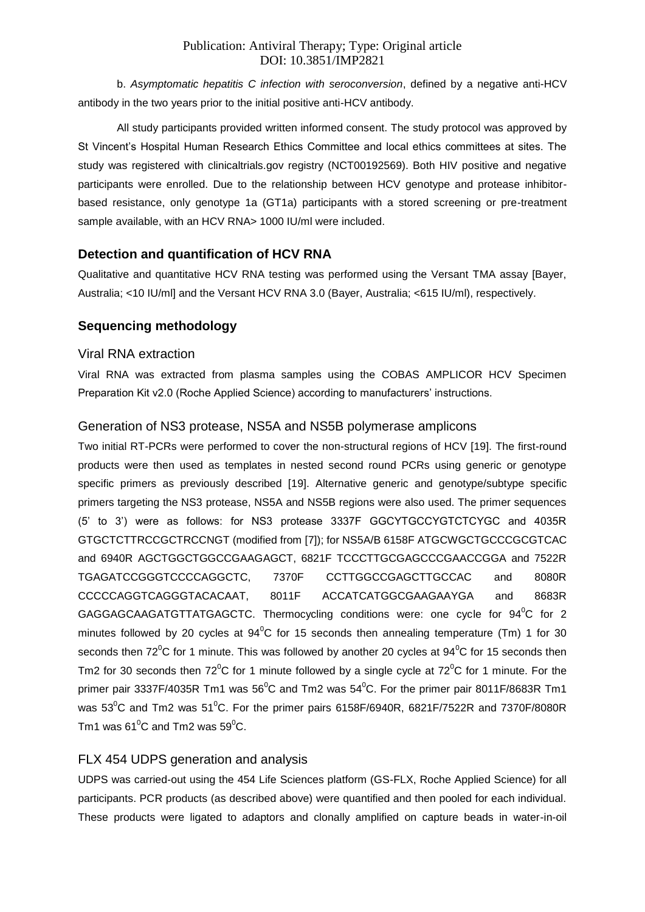b. *Asymptomatic hepatitis C infection with seroconversion*, defined by a negative anti-HCV antibody in the two years prior to the initial positive anti-HCV antibody.

All study participants provided written informed consent. The study protocol was approved by St Vincent's Hospital Human Research Ethics Committee and local ethics committees at sites. The study was registered with clinicaltrials.gov registry (NCT00192569). Both HIV positive and negative participants were enrolled. Due to the relationship between HCV genotype and protease inhibitor-based resistance, only genotype 1a (GT1a) participants with a stored screening or pre-treatment sample available, with an HCV RNA> 1000 IU/ml were included.

## Detection and quantification of HCV RNA

Qualitative and quantitative HCV RNA testing was performed using the Versant TMA assay [Bayer, Australia; <10 IU/ml] and the Versant HCV RNA 3.0 (Bayer, Australia; <615 IU/ml), respectively.

## Sequencing methodology

### Viral RNA extraction

Viral RNA was extracted from plasma samples using the COBAS AMPLICOR HCV Specimen Preparation Kit v2.0 (Roche Applied Science) according to manufacturers' instructions.

### Generation of NS3 protease, NS5A and NS5B polymerase amplicons

Two initial RT-PCRs were performed to cover the non-structural regions of HCV [19]. The first-round products were then used as templates in nested second round PCRs using generic or genotype specific primers as previously described [19]. Alternative generic and genotype/subtype specific primers targeting the NS3 protease, NS5A and NS5B regions were also used. The primer sequences (5' to 3') were as follows: for NS3 protease 3337F GGCYTGCCYGTCTCYGC and 4035R GTGCTCTTRCCGCTRCCNGT (modified from [7]); for NS5A/B 6158F ATGCWGCTGCCCGCGTCAC and 6940R AGCTGGCTGGCCGAAGAGCT, 6821F TCCCTTGCGAGCCCGAACCGGA and 7522R TGAGATCCGGGTCCCCAGGCTC, 7370F CCTTGGCCGAGCTTGCCAC and 8080R CCCCCAGGTCAGGGTACACAAT, 8011F ACCATCATGGCGAAGAAYGA and 8683R GAGGAGCAAGATGTTATGAGCTC. Thermocycling conditions were: one cycle for 94$^0$C for 2 minutes followed by 20 cycles at 94$^0$C for 15 seconds then annealing temperature (Tm) 1 for 30 seconds then 72$^0$C for 1 minute. This was followed by another 20 cycles at 94$^0$C for 15 seconds then Tm2 for 30 seconds then 72$^0$C for 1 minute followed by a single cycle at 72$^0$C for 1 minute. For the primer pair 3337F/4035R Tm1 was 56$^0$C and Tm2 was 54$^0$C. For the primer pair 8011F/8683R Tm1 was 53$^0$C and Tm2 was 51$^0$C. For the primer pairs 6158F/6940R, 6821F/7522R and 7370F/8080R Tm1 was 61$^0$C and Tm2 was 59$^0$C.

### FLX 454 UDPS generation and analysis

UDPS was carried-out using the 454 Life Sciences platform (GS-FLX, Roche Applied Science) for all participants. PCR products (as described above) were quantified and then pooled for each individual. These products were ligated to adaptors and clonally amplified on capture beads in water-in-oil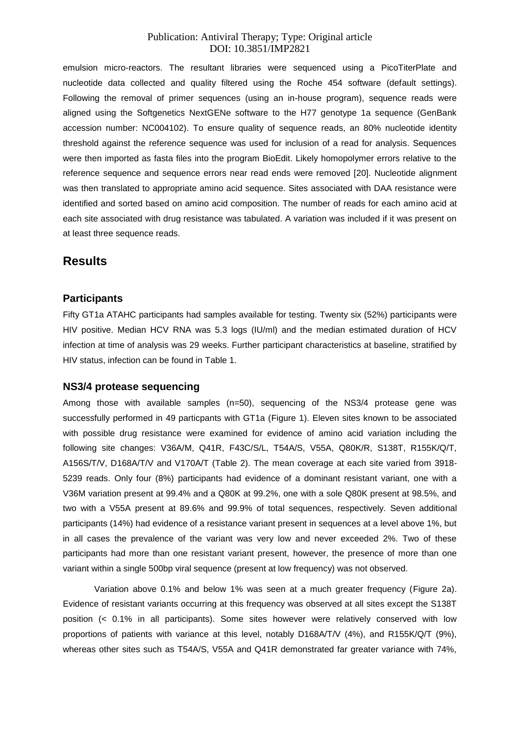emulsion micro-reactors. The resultant libraries were sequenced using a PicoTiterPlate and nucleotide data collected and quality filtered using the Roche 454 software (default settings). Following the removal of primer sequences (using an in-house program), sequence reads were aligned using the Softgenetics NextGENe software to the H77 genotype 1a sequence (GenBank accession number: NC004102). To ensure quality of sequence reads, an 80% nucleotide identity threshold against the reference sequence was used for inclusion of a read for analysis. Sequences were then imported as fasta files into the program BioEdit. Likely homopolymer errors relative to the reference sequence and sequence errors near read ends were removed [20]. Nucleotide alignment was then translated to appropriate amino acid sequence. Sites associated with DAA resistance were identified and sorted based on amino acid composition. The number of reads for each amino acid at each site associated with drug resistance was tabulated. A variation was included if it was present on at least three sequence reads.

## Results

### Participants

Fifty GT1a ATAHC participants had samples available for testing. Twenty six (52%) participants were HIV positive. Median HCV RNA was 5.3 logs (IU/ml) and the median estimated duration of HCV infection at time of analysis was 29 weeks. Further participant characteristics at baseline, stratified by HIV status, infection can be found in Table 1.

### NS3/4 protease sequencing

Among those with available samples (n=50), sequencing of the NS3/4 protease gene was successfully performed in 49 particpants with GT1a (Figure 1). Eleven sites known to be associated with possible drug resistance were examined for evidence of amino acid variation including the following site changes: V36A/M, Q41R, F43C/S/L, T54A/S, V55A, Q80K/R, S138T, R155K/Q/T, A156S/T/V, D168A/T/V and V170A/T (Table 2). The mean coverage at each site varied from 3918-5239 reads. Only four (8%) participants had evidence of a dominant resistant variant, one with a V36M variation present at 99.4% and a Q80K at 99.2%, one with a sole Q80K present at 98.5%, and two with a V55A present at 89.6% and 99.9% of total sequences, respectively. Seven additional participants (14%) had evidence of a resistance variant present in sequences at a level above 1%, but in all cases the prevalence of the variant was very low and never exceeded 2%. Two of these participants had more than one resistant variant present, however, the presence of more than one variant within a single 500bp viral sequence (present at low frequency) was not observed.

Variation above 0.1% and below 1% was seen at a much greater frequency (Figure 2a). Evidence of resistant variants occurring at this frequency was observed at all sites except the S138T position (< 0.1% in all participants). Some sites however were relatively conserved with low proportions of patients with variance at this level, notably D168A/T/V (4%), and R155K/Q/T (9%), whereas other sites such as T54A/S, V55A and Q41R demonstrated far greater variance with 74%,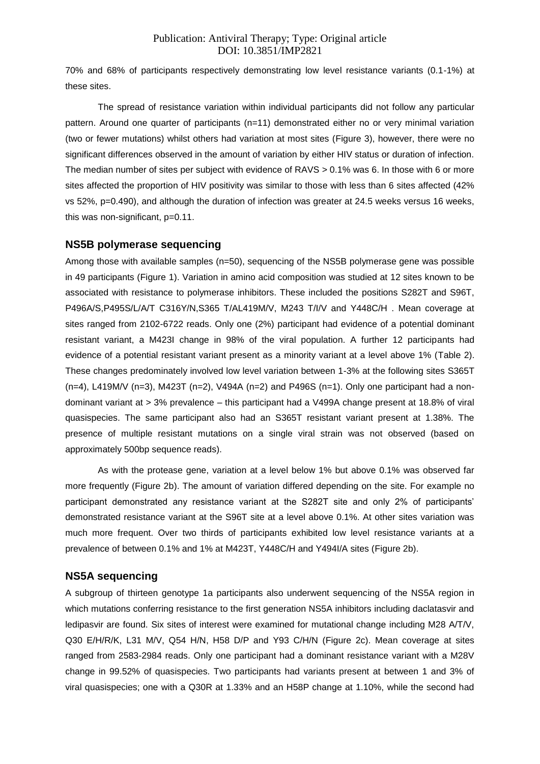70% and 68% of participants respectively demonstrating low level resistance variants (0.1-1%) at these sites.

The spread of resistance variation within individual participants did not follow any particular pattern. Around one quarter of participants (n=11) demonstrated either no or very minimal variation (two or fewer mutations) whilst others had variation at most sites (Figure 3), however, there were no significant differences observed in the amount of variation by either HIV status or duration of infection. The median number of sites per subject with evidence of RAVS > 0.1% was 6. In those with 6 or more sites affected the proportion of HIV positivity was similar to those with less than 6 sites affected (42% vs 52%, p=0.490), and although the duration of infection was greater at 24.5 weeks versus 16 weeks, this was non-significant, p=0.11.

## NS5B polymerase sequencing

Among those with available samples (n=50), sequencing of the NS5B polymerase gene was possible in 49 participants (Figure 1). Variation in amino acid composition was studied at 12 sites known to be associated with resistance to polymerase inhibitors. These included the positions S282T and S96T, P496A/S,P495S/L/A/T C316Y/N,S365 T/AL419M/V, M243 T/I/V and Y448C/H . Mean coverage at sites ranged from 2102-6722 reads. Only one (2%) participant had evidence of a potential dominant resistant variant, a M423I change in 98% of the viral population. A further 12 participants had evidence of a potential resistant variant present as a minority variant at a level above 1% (Table 2). These changes predominately involved low level variation between 1-3% at the following sites S365T (n=4), L419M/V (n=3), M423T (n=2), V494A (n=2) and P496S (n=1). Only one participant had a non-dominant variant at > 3% prevalence – this participant had a V499A change present at 18.8% of viral quasispecies. The same participant also had an S365T resistant variant present at 1.38%. The presence of multiple resistant mutations on a single viral strain was not observed (based on approximately 500bp sequence reads).

As with the protease gene, variation at a level below 1% but above 0.1% was observed far more frequently (Figure 2b). The amount of variation differed depending on the site. For example no participant demonstrated any resistance variant at the S282T site and only 2% of participants' demonstrated resistance variant at the S96T site at a level above 0.1%. At other sites variation was much more frequent. Over two thirds of participants exhibited low level resistance variants at a prevalence of between 0.1% and 1% at M423T, Y448C/H and Y494I/A sites (Figure 2b).

## NS5A sequencing

A subgroup of thirteen genotype 1a participants also underwent sequencing of the NS5A region in which mutations conferring resistance to the first generation NS5A inhibitors including daclatasvir and ledipasvir are found. Six sites of interest were examined for mutational change including M28 A/T/V, Q30 E/H/R/K, L31 M/V, Q54 H/N, H58 D/P and Y93 C/H/N (Figure 2c). Mean coverage at sites ranged from 2583-2984 reads. Only one participant had a dominant resistance variant with a M28V change in 99.52% of quasispecies. Two participants had variants present at between 1 and 3% of viral quasispecies; one with a Q30R at 1.33% and an H58P change at 1.10%, while the second had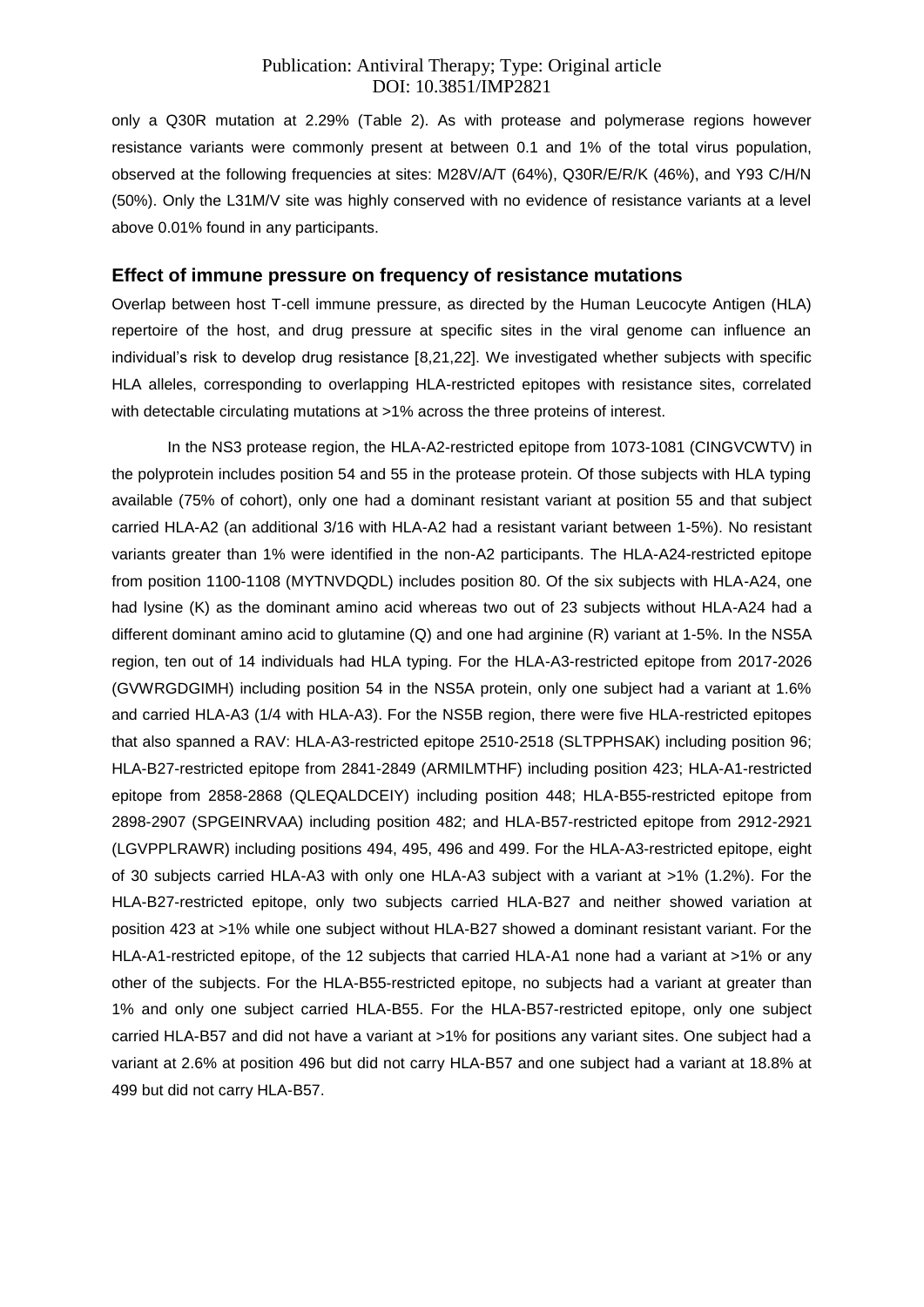only a Q30R mutation at 2.29% (Table 2). As with protease and polymerase regions however resistance variants were commonly present at between 0.1 and 1% of the total virus population, observed at the following frequencies at sites: M28V/A/T (64%), Q30R/E/R/K (46%), and Y93 C/H/N (50%). Only the L31M/V site was highly conserved with no evidence of resistance variants at a level above 0.01% found in any participants.

## Effect of immune pressure on frequency of resistance mutations

Overlap between host T-cell immune pressure, as directed by the Human Leucocyte Antigen (HLA) repertoire of the host, and drug pressure at specific sites in the viral genome can influence an individual's risk to develop drug resistance [8,21,22]. We investigated whether subjects with specific HLA alleles, corresponding to overlapping HLA-restricted epitopes with resistance sites, correlated with detectable circulating mutations at >1% across the three proteins of interest.

In the NS3 protease region, the HLA-A2-restricted epitope from 1073-1081 (CINGVCWTV) in the polyprotein includes position 54 and 55 in the protease protein. Of those subjects with HLA typing available (75% of cohort), only one had a dominant resistant variant at position 55 and that subject carried HLA-A2 (an additional 3/16 with HLA-A2 had a resistant variant between 1-5%). No resistant variants greater than 1% were identified in the non-A2 participants. The HLA-A24-restricted epitope from position 1100-1108 (MYTNVDQDL) includes position 80. Of the six subjects with HLA-A24, one had lysine (K) as the dominant amino acid whereas two out of 23 subjects without HLA-A24 had a different dominant amino acid to glutamine (Q) and one had arginine (R) variant at 1-5%. In the NS5A region, ten out of 14 individuals had HLA typing. For the HLA-A3-restricted epitope from 2017-2026 (GVWRGDGIMH) including position 54 in the NS5A protein, only one subject had a variant at 1.6% and carried HLA-A3 (1/4 with HLA-A3). For the NS5B region, there were five HLA-restricted epitopes that also spanned a RAV: HLA-A3-restricted epitope 2510-2518 (SLTPPHSAK) including position 96; HLA-B27-restricted epitope from 2841-2849 (ARMILMTHF) including position 423; HLA-A1-restricted epitope from 2858-2868 (QLEQALDCEIY) including position 448; HLA-B55-restricted epitope from 2898-2907 (SPGEINRVAA) including position 482; and HLA-B57-restricted epitope from 2912-2921 (LGVPPLRAWR) including positions 494, 495, 496 and 499. For the HLA-A3-restricted epitope, eight of 30 subjects carried HLA-A3 with only one HLA-A3 subject with a variant at >1% (1.2%). For the HLA-B27-restricted epitope, only two subjects carried HLA-B27 and neither showed variation at position 423 at >1% while one subject without HLA-B27 showed a dominant resistant variant. For the HLA-A1-restricted epitope, of the 12 subjects that carried HLA-A1 none had a variant at >1% or any other of the subjects. For the HLA-B55-restricted epitope, no subjects had a variant at greater than 1% and only one subject carried HLA-B55. For the HLA-B57-restricted epitope, only one subject carried HLA-B57 and did not have a variant at >1% for positions any variant sites. One subject had a variant at 2.6% at position 496 but did not carry HLA-B57 and one subject had a variant at 18.8% at 499 but did not carry HLA-B57.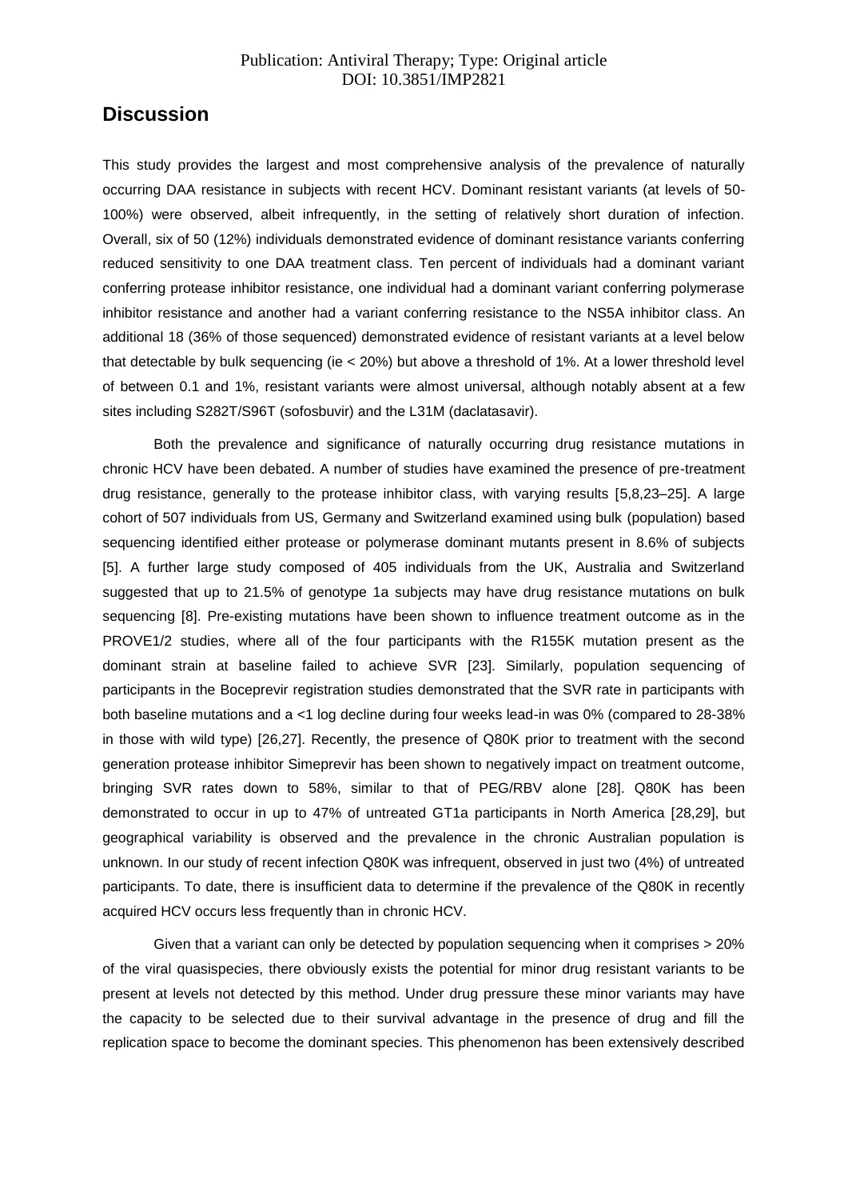## Discussion

This study provides the largest and most comprehensive analysis of the prevalence of naturally occurring DAA resistance in subjects with recent HCV. Dominant resistant variants (at levels of 50-100%) were observed, albeit infrequently, in the setting of relatively short duration of infection. Overall, six of 50 (12%) individuals demonstrated evidence of dominant resistance variants conferring reduced sensitivity to one DAA treatment class. Ten percent of individuals had a dominant variant conferring protease inhibitor resistance, one individual had a dominant variant conferring polymerase inhibitor resistance and another had a variant conferring resistance to the NS5A inhibitor class. An additional 18 (36% of those sequenced) demonstrated evidence of resistant variants at a level below that detectable by bulk sequencing (ie < 20%) but above a threshold of 1%. At a lower threshold level of between 0.1 and 1%, resistant variants were almost universal, although notably absent at a few sites including S282T/S96T (sofosbuvir) and the L31M (daclatasavir).

Both the prevalence and significance of naturally occurring drug resistance mutations in chronic HCV have been debated. A number of studies have examined the presence of pre-treatment drug resistance, generally to the protease inhibitor class, with varying results [5,8,23–25]. A large cohort of 507 individuals from US, Germany and Switzerland examined using bulk (population) based sequencing identified either protease or polymerase dominant mutants present in 8.6% of subjects [5]. A further large study composed of 405 individuals from the UK, Australia and Switzerland suggested that up to 21.5% of genotype 1a subjects may have drug resistance mutations on bulk sequencing [8]. Pre-existing mutations have been shown to influence treatment outcome as in the PROVE1/2 studies, where all of the four participants with the R155K mutation present as the dominant strain at baseline failed to achieve SVR [23]. Similarly, population sequencing of participants in the Boceprevir registration studies demonstrated that the SVR rate in participants with both baseline mutations and a <1 log decline during four weeks lead-in was 0% (compared to 28-38% in those with wild type) [26,27]. Recently, the presence of Q80K prior to treatment with the second generation protease inhibitor Simeprevir has been shown to negatively impact on treatment outcome, bringing SVR rates down to 58%, similar to that of PEG/RBV alone [28]. Q80K has been demonstrated to occur in up to 47% of untreated GT1a participants in North America [28,29], but geographical variability is observed and the prevalence in the chronic Australian population is unknown. In our study of recent infection Q80K was infrequent, observed in just two (4%) of untreated participants. To date, there is insufficient data to determine if the prevalence of the Q80K in recently acquired HCV occurs less frequently than in chronic HCV.

Given that a variant can only be detected by population sequencing when it comprises > 20% of the viral quasispecies, there obviously exists the potential for minor drug resistant variants to be present at levels not detected by this method. Under drug pressure these minor variants may have the capacity to be selected due to their survival advantage in the presence of drug and fill the replication space to become the dominant species. This phenomenon has been extensively described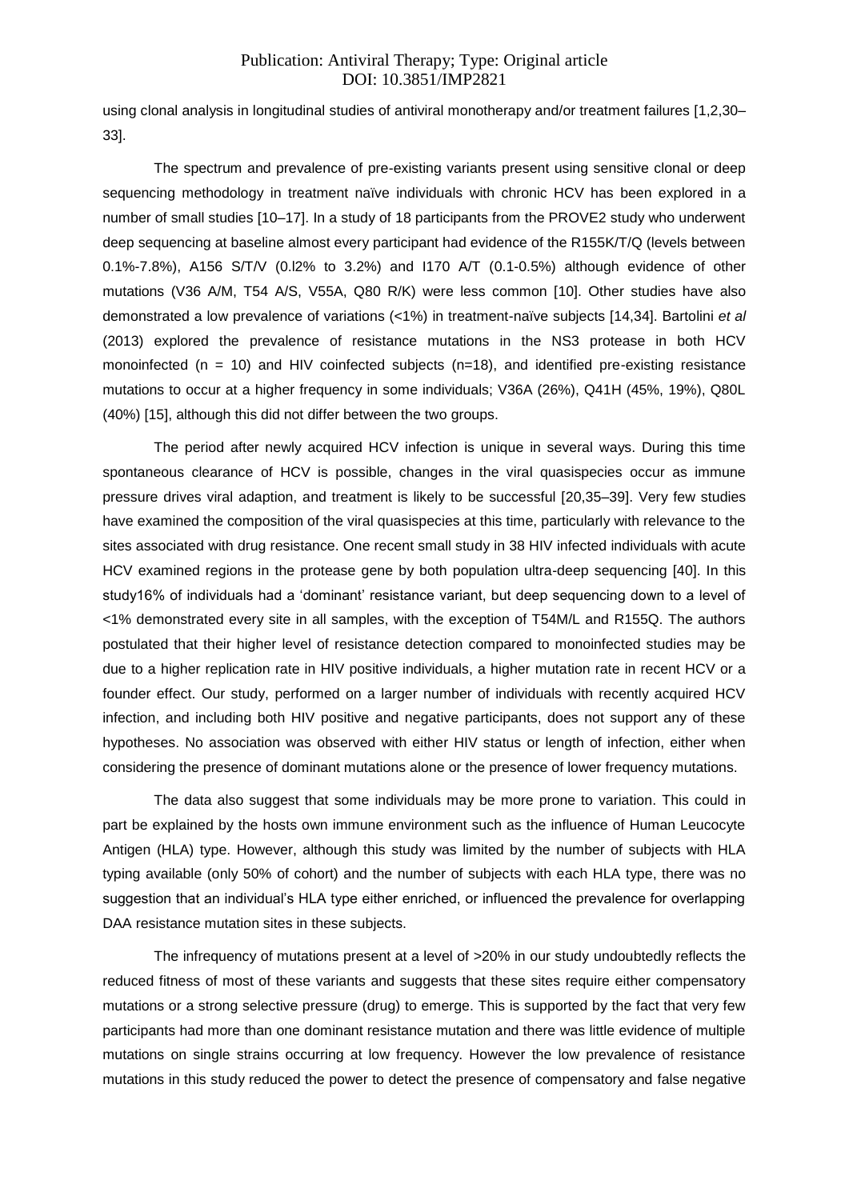using clonal analysis in longitudinal studies of antiviral monotherapy and/or treatment failures [1,2,30–33].

The spectrum and prevalence of pre-existing variants present using sensitive clonal or deep sequencing methodology in treatment naïve individuals with chronic HCV has been explored in a number of small studies [10–17]. In a study of 18 participants from the PROVE2 study who underwent deep sequencing at baseline almost every participant had evidence of the R155K/T/Q (levels between 0.1%-7.8%), A156 S/T/V (0.l2% to 3.2%) and I170 A/T (0.1-0.5%) although evidence of other mutations (V36 A/M, T54 A/S, V55A, Q80 R/K) were less common [10]. Other studies have also demonstrated a low prevalence of variations (<1%) in treatment-naïve subjects [14,34]. Bartolini *et al* (2013) explored the prevalence of resistance mutations in the NS3 protease in both HCV monoinfected (n = 10) and HIV coinfected subjects (n=18), and identified pre-existing resistance mutations to occur at a higher frequency in some individuals; V36A (26%), Q41H (45%, 19%), Q80L (40%) [15], although this did not differ between the two groups.

The period after newly acquired HCV infection is unique in several ways. During this time spontaneous clearance of HCV is possible, changes in the viral quasispecies occur as immune pressure drives viral adaption, and treatment is likely to be successful [20,35–39]. Very few studies have examined the composition of the viral quasispecies at this time, particularly with relevance to the sites associated with drug resistance. One recent small study in 38 HIV infected individuals with acute HCV examined regions in the protease gene by both population ultra-deep sequencing [40]. In this study16% of individuals had a 'dominant' resistance variant, but deep sequencing down to a level of <1% demonstrated every site in all samples, with the exception of T54M/L and R155Q. The authors postulated that their higher level of resistance detection compared to monoinfected studies may be due to a higher replication rate in HIV positive individuals, a higher mutation rate in recent HCV or a founder effect. Our study, performed on a larger number of individuals with recently acquired HCV infection, and including both HIV positive and negative participants, does not support any of these hypotheses. No association was observed with either HIV status or length of infection, either when considering the presence of dominant mutations alone or the presence of lower frequency mutations.

The data also suggest that some individuals may be more prone to variation. This could in part be explained by the hosts own immune environment such as the influence of Human Leucocyte Antigen (HLA) type. However, although this study was limited by the number of subjects with HLA typing available (only 50% of cohort) and the number of subjects with each HLA type, there was no suggestion that an individual's HLA type either enriched, or influenced the prevalence for overlapping DAA resistance mutation sites in these subjects.

The infrequency of mutations present at a level of >20% in our study undoubtedly reflects the reduced fitness of most of these variants and suggests that these sites require either compensatory mutations or a strong selective pressure (drug) to emerge. This is supported by the fact that very few participants had more than one dominant resistance mutation and there was little evidence of multiple mutations on single strains occurring at low frequency. However the low prevalence of resistance mutations in this study reduced the power to detect the presence of compensatory and false negative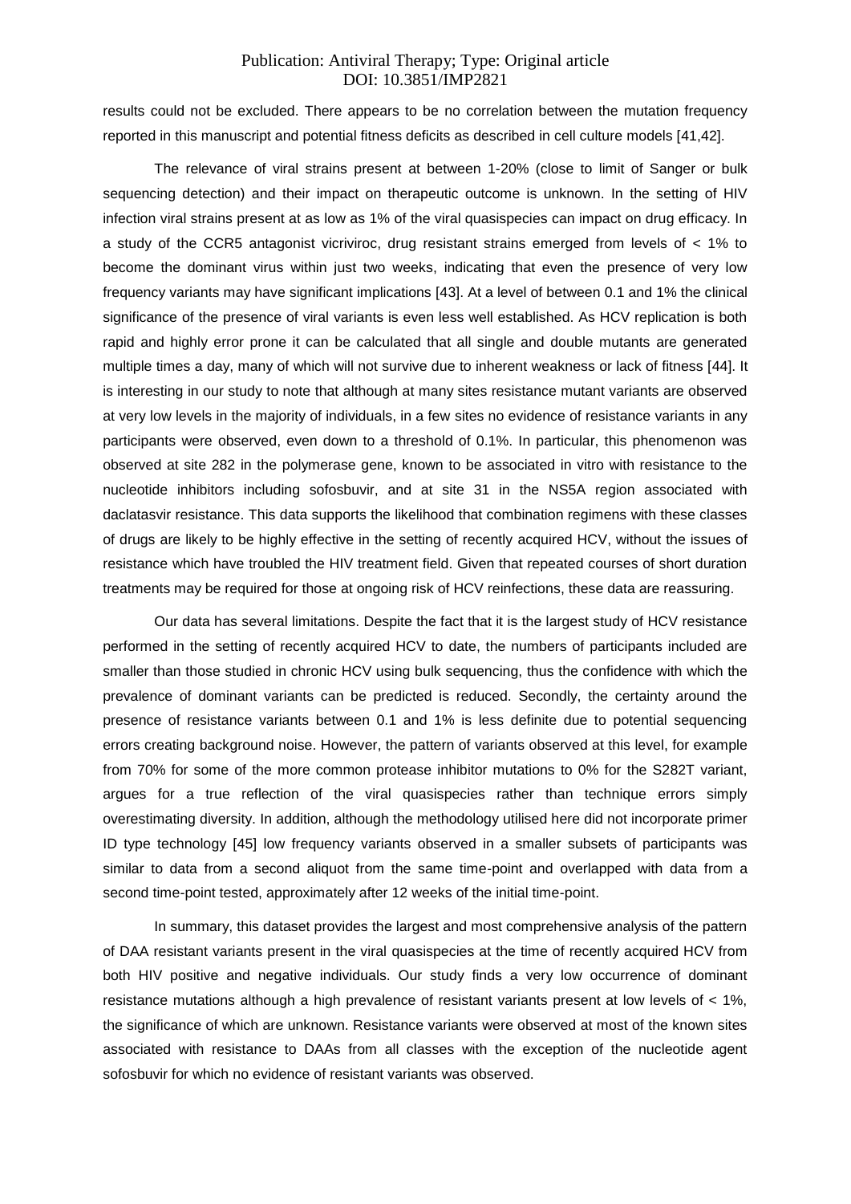results could not be excluded. There appears to be no correlation between the mutation frequency reported in this manuscript and potential fitness deficits as described in cell culture models [41,42].

The relevance of viral strains present at between 1-20% (close to limit of Sanger or bulk sequencing detection) and their impact on therapeutic outcome is unknown. In the setting of HIV infection viral strains present at as low as 1% of the viral quasispecies can impact on drug efficacy. In a study of the CCR5 antagonist vicriviroc, drug resistant strains emerged from levels of < 1% to become the dominant virus within just two weeks, indicating that even the presence of very low frequency variants may have significant implications [43]. At a level of between 0.1 and 1% the clinical significance of the presence of viral variants is even less well established. As HCV replication is both rapid and highly error prone it can be calculated that all single and double mutants are generated multiple times a day, many of which will not survive due to inherent weakness or lack of fitness [44]. It is interesting in our study to note that although at many sites resistance mutant variants are observed at very low levels in the majority of individuals, in a few sites no evidence of resistance variants in any participants were observed, even down to a threshold of 0.1%. In particular, this phenomenon was observed at site 282 in the polymerase gene, known to be associated in vitro with resistance to the nucleotide inhibitors including sofosbuvir, and at site 31 in the NS5A region associated with daclatasvir resistance. This data supports the likelihood that combination regimens with these classes of drugs are likely to be highly effective in the setting of recently acquired HCV, without the issues of resistance which have troubled the HIV treatment field. Given that repeated courses of short duration treatments may be required for those at ongoing risk of HCV reinfections, these data are reassuring.

Our data has several limitations. Despite the fact that it is the largest study of HCV resistance performed in the setting of recently acquired HCV to date, the numbers of participants included are smaller than those studied in chronic HCV using bulk sequencing, thus the confidence with which the prevalence of dominant variants can be predicted is reduced. Secondly, the certainty around the presence of resistance variants between 0.1 and 1% is less definite due to potential sequencing errors creating background noise. However, the pattern of variants observed at this level, for example from 70% for some of the more common protease inhibitor mutations to 0% for the S282T variant, argues for a true reflection of the viral quasispecies rather than technique errors simply overestimating diversity. In addition, although the methodology utilised here did not incorporate primer ID type technology [45] low frequency variants observed in a smaller subsets of participants was similar to data from a second aliquot from the same time-point and overlapped with data from a second time-point tested, approximately after 12 weeks of the initial time-point.

In summary, this dataset provides the largest and most comprehensive analysis of the pattern of DAA resistant variants present in the viral quasispecies at the time of recently acquired HCV from both HIV positive and negative individuals. Our study finds a very low occurrence of dominant resistance mutations although a high prevalence of resistant variants present at low levels of < 1%, the significance of which are unknown. Resistance variants were observed at most of the known sites associated with resistance to DAAs from all classes with the exception of the nucleotide agent sofosbuvir for which no evidence of resistant variants was observed.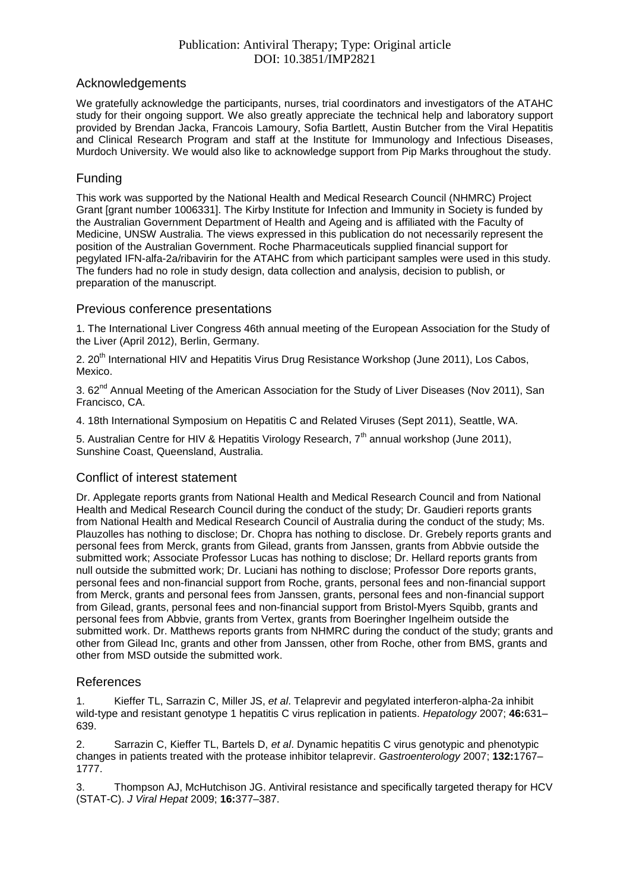## Acknowledgements

We gratefully acknowledge the participants, nurses, trial coordinators and investigators of the ATAHC study for their ongoing support. We also greatly appreciate the technical help and laboratory support provided by Brendan Jacka, Francois Lamoury, Sofia Bartlett, Austin Butcher from the Viral Hepatitis and Clinical Research Program and staff at the Institute for Immunology and Infectious Diseases, Murdoch University. We would also like to acknowledge support from Pip Marks throughout the study.

## Funding

This work was supported by the National Health and Medical Research Council (NHMRC) Project Grant [grant number 1006331]. The Kirby Institute for Infection and Immunity in Society is funded by the Australian Government Department of Health and Ageing and is affiliated with the Faculty of Medicine, UNSW Australia. The views expressed in this publication do not necessarily represent the position of the Australian Government. Roche Pharmaceuticals supplied financial support for pegylated IFN-alfa-2a/ribavirin for the ATAHC from which participant samples were used in this study. The funders had no role in study design, data collection and analysis, decision to publish, or preparation of the manuscript.

## Previous conference presentations

1. The International Liver Congress 46th annual meeting of the European Association for the Study of the Liver (April 2012), Berlin, Germany.

2. 20th International HIV and Hepatitis Virus Drug Resistance Workshop (June 2011), Los Cabos, Mexico.

3. 62nd Annual Meeting of the American Association for the Study of Liver Diseases (Nov 2011), San Francisco, CA.

4. 18th International Symposium on Hepatitis C and Related Viruses (Sept 2011), Seattle, WA.

5. Australian Centre for HIV & Hepatitis Virology Research, 7th annual workshop (June 2011), Sunshine Coast, Queensland, Australia.

## Conflict of interest statement

Dr. Applegate reports grants from National Health and Medical Research Council and from National Health and Medical Research Council during the conduct of the study; Dr. Gaudieri reports grants from National Health and Medical Research Council of Australia during the conduct of the study; Ms. Plauzolles has nothing to disclose; Dr. Chopra has nothing to disclose. Dr. Grebely reports grants and personal fees from Merck, grants from Gilead, grants from Janssen, grants from Abbvie outside the submitted work; Associate Professor Lucas has nothing to disclose; Dr. Hellard reports grants from null outside the submitted work; Dr. Luciani has nothing to disclose; Professor Dore reports grants, personal fees and non-financial support from Roche, grants, personal fees and non-financial support from Merck, grants and personal fees from Janssen, grants, personal fees and non-financial support from Gilead, grants, personal fees and non-financial support from Bristol-Myers Squibb, grants and personal fees from Abbvie, grants from Vertex, grants from Boeringher Ingelheim outside the submitted work. Dr. Matthews reports grants from NHMRC during the conduct of the study; grants and other from Gilead Inc, grants and other from Janssen, other from Roche, other from BMS, grants and other from MSD outside the submitted work.

## References

1. Kieffer TL, Sarrazin C, Miller JS, *et al*. Telaprevir and pegylated interferon-alpha-2a inhibit wild-type and resistant genotype 1 hepatitis C virus replication in patients. *Hepatology* 2007; **46:**631–639.

2. Sarrazin C, Kieffer TL, Bartels D, *et al*. Dynamic hepatitis C virus genotypic and phenotypic changes in patients treated with the protease inhibitor telaprevir. *Gastroenterology* 2007; **132:**1767–1777.

3. Thompson AJ, McHutchison JG. Antiviral resistance and specifically targeted therapy for HCV (STAT-C). *J Viral Hepat* 2009; **16:**377–387.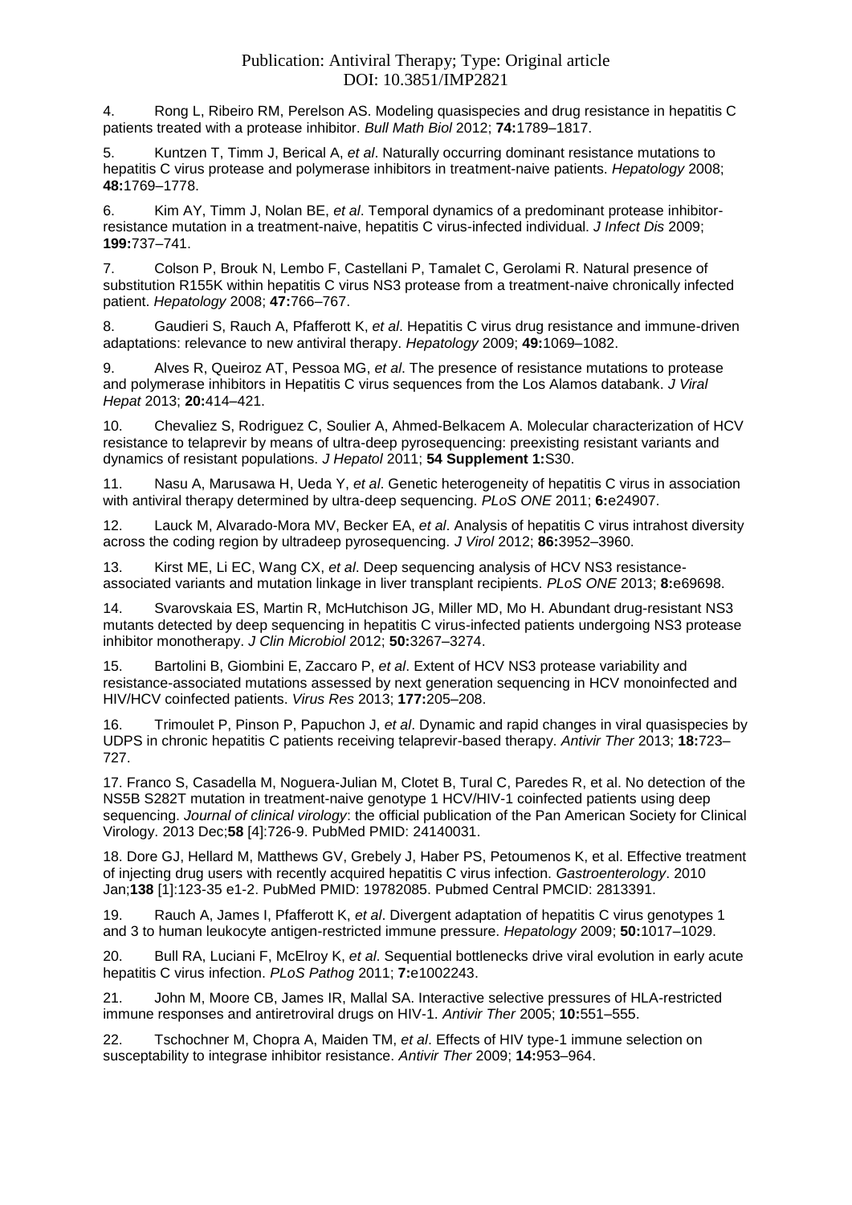4. Rong L, Ribeiro RM, Perelson AS. Modeling quasispecies and drug resistance in hepatitis C patients treated with a protease inhibitor. *Bull Math Biol* 2012; **74:**1789–1817.

5. Kuntzen T, Timm J, Berical A, *et al*. Naturally occurring dominant resistance mutations to hepatitis C virus protease and polymerase inhibitors in treatment-naive patients. *Hepatology* 2008; **48:**1769–1778.

6. Kim AY, Timm J, Nolan BE, *et al*. Temporal dynamics of a predominant protease inhibitor-resistance mutation in a treatment-naive, hepatitis C virus-infected individual. *J Infect Dis* 2009; **199:**737–741.

7. Colson P, Brouk N, Lembo F, Castellani P, Tamalet C, Gerolami R. Natural presence of substitution R155K within hepatitis C virus NS3 protease from a treatment-naive chronically infected patient. *Hepatology* 2008; **47:**766–767.

8. Gaudieri S, Rauch A, Pfafferott K, *et al*. Hepatitis C virus drug resistance and immune-driven adaptations: relevance to new antiviral therapy. *Hepatology* 2009; **49:**1069–1082.

9. Alves R, Queiroz AT, Pessoa MG, *et al*. The presence of resistance mutations to protease and polymerase inhibitors in Hepatitis C virus sequences from the Los Alamos databank. *J Viral Hepat* 2013; **20:**414–421.

10. Chevaliez S, Rodriguez C, Soulier A, Ahmed-Belkacem A. Molecular characterization of HCV resistance to telaprevir by means of ultra-deep pyrosequencing: preexisting resistant variants and dynamics of resistant populations. *J Hepatol* 2011; **54 Supplement 1:**S30.

11. Nasu A, Marusawa H, Ueda Y, *et al*. Genetic heterogeneity of hepatitis C virus in association with antiviral therapy determined by ultra-deep sequencing. *PLoS ONE* 2011; **6:**e24907.

12. Lauck M, Alvarado-Mora MV, Becker EA, *et al*. Analysis of hepatitis C virus intrahost diversity across the coding region by ultradeep pyrosequencing. *J Virol* 2012; **86:**3952–3960.

13. Kirst ME, Li EC, Wang CX, *et al*. Deep sequencing analysis of HCV NS3 resistance-associated variants and mutation linkage in liver transplant recipients. *PLoS ONE* 2013; **8:**e69698.

14. Svarovskaia ES, Martin R, McHutchison JG, Miller MD, Mo H. Abundant drug-resistant NS3 mutants detected by deep sequencing in hepatitis C virus-infected patients undergoing NS3 protease inhibitor monotherapy. *J Clin Microbiol* 2012; **50:**3267–3274.

15. Bartolini B, Giombini E, Zaccaro P, *et al*. Extent of HCV NS3 protease variability and resistance-associated mutations assessed by next generation sequencing in HCV monoinfected and HIV/HCV coinfected patients. *Virus Res* 2013; **177:**205–208.

16. Trimoulet P, Pinson P, Papuchon J, *et al*. Dynamic and rapid changes in viral quasispecies by UDPS in chronic hepatitis C patients receiving telaprevir-based therapy. *Antivir Ther* 2013; **18:**723–727.

17. Franco S, Casadella M, Noguera-Julian M, Clotet B, Tural C, Paredes R, et al. No detection of the NS5B S282T mutation in treatment-naive genotype 1 HCV/HIV-1 coinfected patients using deep sequencing. *Journal of clinical virology*: the official publication of the Pan American Society for Clinical Virology. 2013 Dec;**58** [4]:726-9. PubMed PMID: 24140031.

18. Dore GJ, Hellard M, Matthews GV, Grebely J, Haber PS, Petoumenos K, et al. Effective treatment of injecting drug users with recently acquired hepatitis C virus infection. *Gastroenterology*. 2010 Jan;**138** [1]:123-35 e1-2. PubMed PMID: 19782085. Pubmed Central PMCID: 2813391.

19. Rauch A, James I, Pfafferott K, *et al*. Divergent adaptation of hepatitis C virus genotypes 1 and 3 to human leukocyte antigen-restricted immune pressure. *Hepatology* 2009; **50:**1017–1029.

20. Bull RA, Luciani F, McElroy K, *et al*. Sequential bottlenecks drive viral evolution in early acute hepatitis C virus infection. *PLoS Pathog* 2011; **7:**e1002243.

21. John M, Moore CB, James IR, Mallal SA. Interactive selective pressures of HLA-restricted immune responses and antiretroviral drugs on HIV-1. *Antivir Ther* 2005; **10:**551–555.

22. Tschochner M, Chopra A, Maiden TM, *et al*. Effects of HIV type-1 immune selection on susceptability to integrase inhibitor resistance. *Antivir Ther* 2009; **14:**953–964.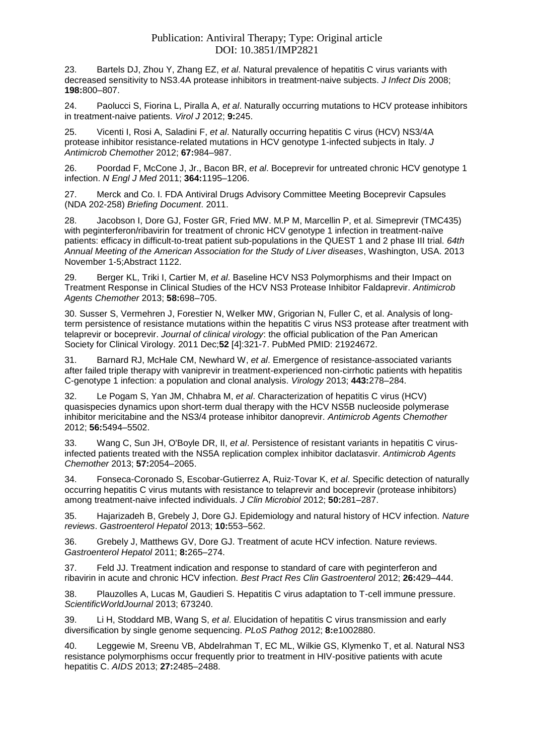23. Bartels DJ, Zhou Y, Zhang EZ, *et al*. Natural prevalence of hepatitis C virus variants with decreased sensitivity to NS3.4A protease inhibitors in treatment-naive subjects. *J Infect Dis* 2008; **198:**800–807.

24. Paolucci S, Fiorina L, Piralla A, *et al*. Naturally occurring mutations to HCV protease inhibitors in treatment-naive patients. *Virol J* 2012; **9:**245.

25. Vicenti I, Rosi A, Saladini F, *et al*. Naturally occurring hepatitis C virus (HCV) NS3/4A protease inhibitor resistance-related mutations in HCV genotype 1-infected subjects in Italy. *J Antimicrob Chemother* 2012; **67:**984–987.

26. Poordad F, McCone J, Jr., Bacon BR, *et al*. Boceprevir for untreated chronic HCV genotype 1 infection. *N Engl J Med* 2011; **364:**1195–1206.

27. Merck and Co. I. FDA Antiviral Drugs Advisory Committee Meeting Boceprevir Capsules (NDA 202-258) *Briefing Document*. 2011.

28. Jacobson I, Dore GJ, Foster GR, Fried MW. M.P M, Marcellin P, et al. Simeprevir (TMC435) with peginterferon/ribavirin for treatment of chronic HCV genotype 1 infection in treatment-naïve patients: efficacy in difficult-to-treat patient sub-populations in the QUEST 1 and 2 phase III trial. *64th Annual Meeting of the American Association for the Study of Liver diseases*, Washington, USA. 2013 November 1-5;Abstract 1122.

29. Berger KL, Triki I, Cartier M, *et al*. Baseline HCV NS3 Polymorphisms and their Impact on Treatment Response in Clinical Studies of the HCV NS3 Protease Inhibitor Faldaprevir. *Antimicrob Agents Chemother* 2013; **58:**698–705.

30. Susser S, Vermehren J, Forestier N, Welker MW, Grigorian N, Fuller C, et al. Analysis of long-term persistence of resistance mutations within the hepatitis C virus NS3 protease after treatment with telaprevir or boceprevir. *Journal of clinical virology*: the official publication of the Pan American Society for Clinical Virology. 2011 Dec;**52** [4]:321-7. PubMed PMID: 21924672.

31. Barnard RJ, McHale CM, Newhard W, *et al*. Emergence of resistance-associated variants after failed triple therapy with vaniprevir in treatment-experienced non-cirrhotic patients with hepatitis C-genotype 1 infection: a population and clonal analysis. *Virology* 2013; **443:**278–284.

32. Le Pogam S, Yan JM, Chhabra M, *et al*. Characterization of hepatitis C virus (HCV) quasispecies dynamics upon short-term dual therapy with the HCV NS5B nucleoside polymerase inhibitor mericitabine and the NS3/4 protease inhibitor danoprevir. *Antimicrob Agents Chemother* 2012; **56:**5494–5502.

33. Wang C, Sun JH, O'Boyle DR, II, *et al*. Persistence of resistant variants in hepatitis C virus-infected patients treated with the NS5A replication complex inhibitor daclatasvir. *Antimicrob Agents Chemother* 2013; **57:**2054–2065.

34. Fonseca-Coronado S, Escobar-Gutierrez A, Ruiz-Tovar K, *et al*. Specific detection of naturally occurring hepatitis C virus mutants with resistance to telaprevir and boceprevir (protease inhibitors) among treatment-naive infected individuals. *J Clin Microbiol* 2012; **50:**281–287.

35. Hajarizadeh B, Grebely J, Dore GJ. Epidemiology and natural history of HCV infection. *Nature reviews*. *Gastroenterol Hepatol* 2013; **10:**553–562.

36. Grebely J, Matthews GV, Dore GJ. Treatment of acute HCV infection. Nature reviews. *Gastroenterol Hepatol* 2011; **8:**265–274.

37. Feld JJ. Treatment indication and response to standard of care with peginterferon and ribavirin in acute and chronic HCV infection. *Best Pract Res Clin Gastroenterol* 2012; **26:**429–444.

38. Plauzolles A, Lucas M, Gaudieri S. Hepatitis C virus adaptation to T-cell immune pressure. *ScientificWorldJournal* 2013; 673240.

39. Li H, Stoddard MB, Wang S, *et al*. Elucidation of hepatitis C virus transmission and early diversification by single genome sequencing. *PLoS Pathog* 2012; **8:**e1002880.

40. Leggewie M, Sreenu VB, Abdelrahman T, EC ML, Wilkie GS, Klymenko T, et al. Natural NS3 resistance polymorphisms occur frequently prior to treatment in HIV-positive patients with acute hepatitis C. *AIDS* 2013; **27:**2485–2488.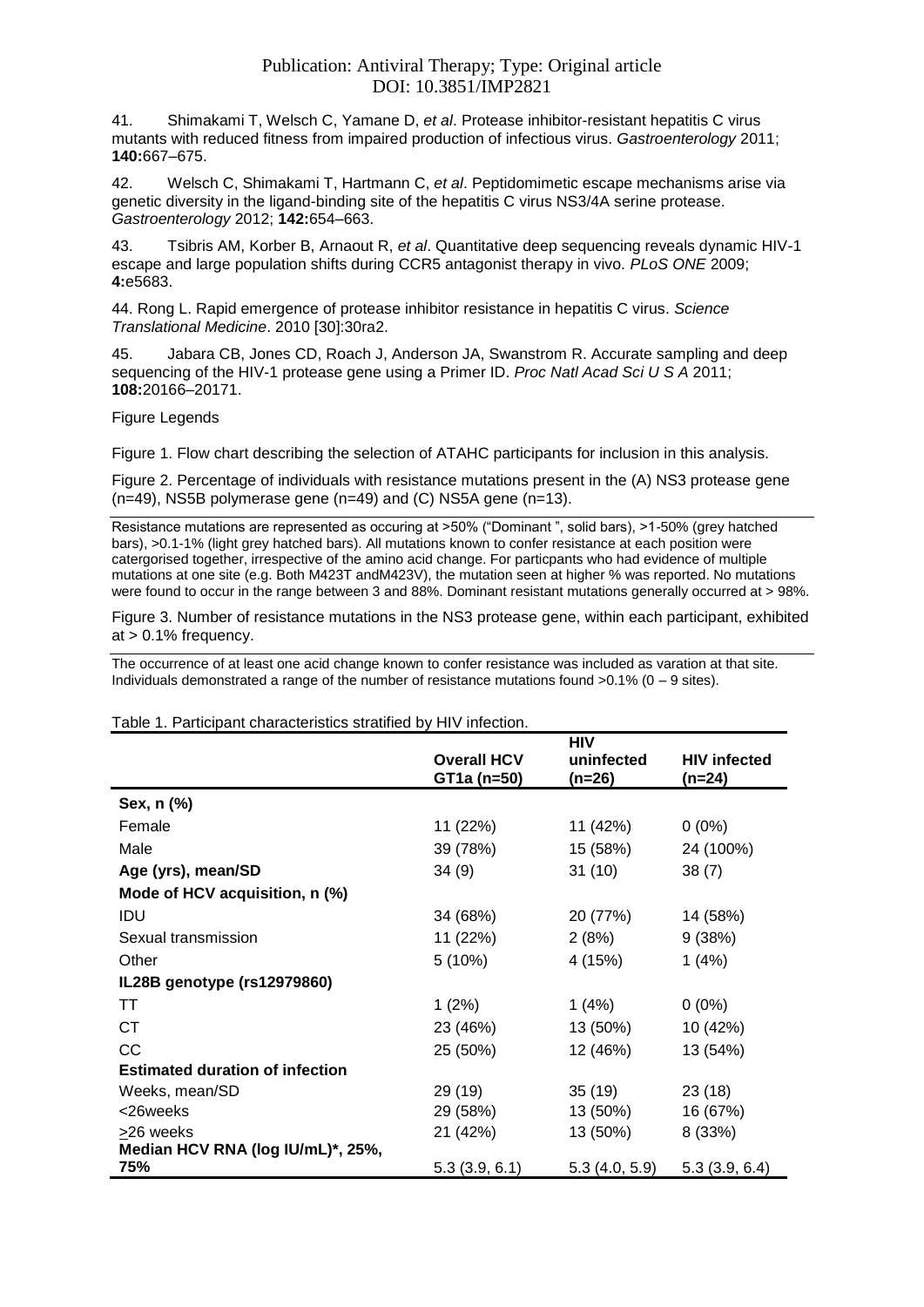41. Shimakami T, Welsch C, Yamane D, *et al*. Protease inhibitor-resistant hepatitis C virus mutants with reduced fitness from impaired production of infectious virus. *Gastroenterology* 2011; **140:**667–675.

42. Welsch C, Shimakami T, Hartmann C, *et al*. Peptidomimetic escape mechanisms arise via genetic diversity in the ligand-binding site of the hepatitis C virus NS3/4A serine protease. *Gastroenterology* 2012; **142:**654–663.

43. Tsibris AM, Korber B, Arnaout R, *et al*. Quantitative deep sequencing reveals dynamic HIV-1 escape and large population shifts during CCR5 antagonist therapy in vivo. *PLoS ONE* 2009; **4:**e5683.

44. Rong L. Rapid emergence of protease inhibitor resistance in hepatitis C virus. *Science Translational Medicine*. 2010 [30]:30ra2.

45. Jabara CB, Jones CD, Roach J, Anderson JA, Swanstrom R. Accurate sampling and deep sequencing of the HIV-1 protease gene using a Primer ID. *Proc Natl Acad Sci U S A* 2011; **108:**20166–20171.

Figure Legends

Figure 1. Flow chart describing the selection of ATAHC participants for inclusion in this analysis.

Figure 2. Percentage of individuals with resistance mutations present in the (A) NS3 protease gene (n=49), NS5B polymerase gene (n=49) and (C) NS5A gene (n=13).

Resistance mutations are represented as occuring at >50% ("Dominant ", solid bars), >1-50% (grey hatched bars), >0.1-1% (light grey hatched bars). All mutations known to confer resistance at each position were catergorised together, irrespective of the amino acid change. For particpants who had evidence of multiple mutations at one site (e.g. Both M423T andM423V), the mutation seen at higher % was reported. No mutations were found to occur in the range between 3 and 88%. Dominant resistant mutations generally occurred at > 98%.

Figure 3. Number of resistance mutations in the NS3 protease gene, within each participant, exhibited at > 0.1% frequency.

The occurrence of at least one acid change known to confer resistance was included as varation at that site. Individuals demonstrated a range of the number of resistance mutations found >0.1% (0 – 9 sites).

Table 1. Participant characteristics stratified by HIV infection.

| | Overall HCV GT1a (n=50) | HIV uninfected (n=26) | HIV infected (n=24) |
|---|---|---|---|
| **Sex, n (%)** | | | |
| Female | 11 (22%) | 11 (42%) | 0 (0%) |
| Male | 39 (78%) | 15 (58%) | 24 (100%) |
| **Age (yrs), mean/SD** | 34 (9) | 31 (10) | 38 (7) |
| **Mode of HCV acquisition, n (%)** | | | |
| IDU | 34 (68%) | 20 (77%) | 14 (58%) |
| Sexual transmission | 11 (22%) | 2 (8%) | 9 (38%) |
| Other | 5 (10%) | 4 (15%) | 1 (4%) |
| **IL28B genotype (rs12979860)** | | | |
| TT | 1 (2%) | 1 (4%) | 0 (0%) |
| CT | 23 (46%) | 13 (50%) | 10 (42%) |
| CC | 25 (50%) | 12 (46%) | 13 (54%) |
| **Estimated duration of infection** | | | |
| Weeks, mean/SD | 29 (19) | 35 (19) | 23 (18) |
| <26weeks | 29 (58%) | 13 (50%) | 16 (67%) |
| ≥26 weeks | 21 (42%) | 13 (50%) | 8 (33%) |
| **Median HCV RNA (log IU/mL)\*, 25%, 75%** | 5.3 (3.9, 6.1) | 5.3 (4.0, 5.9) | 5.3 (3.9, 6.4) |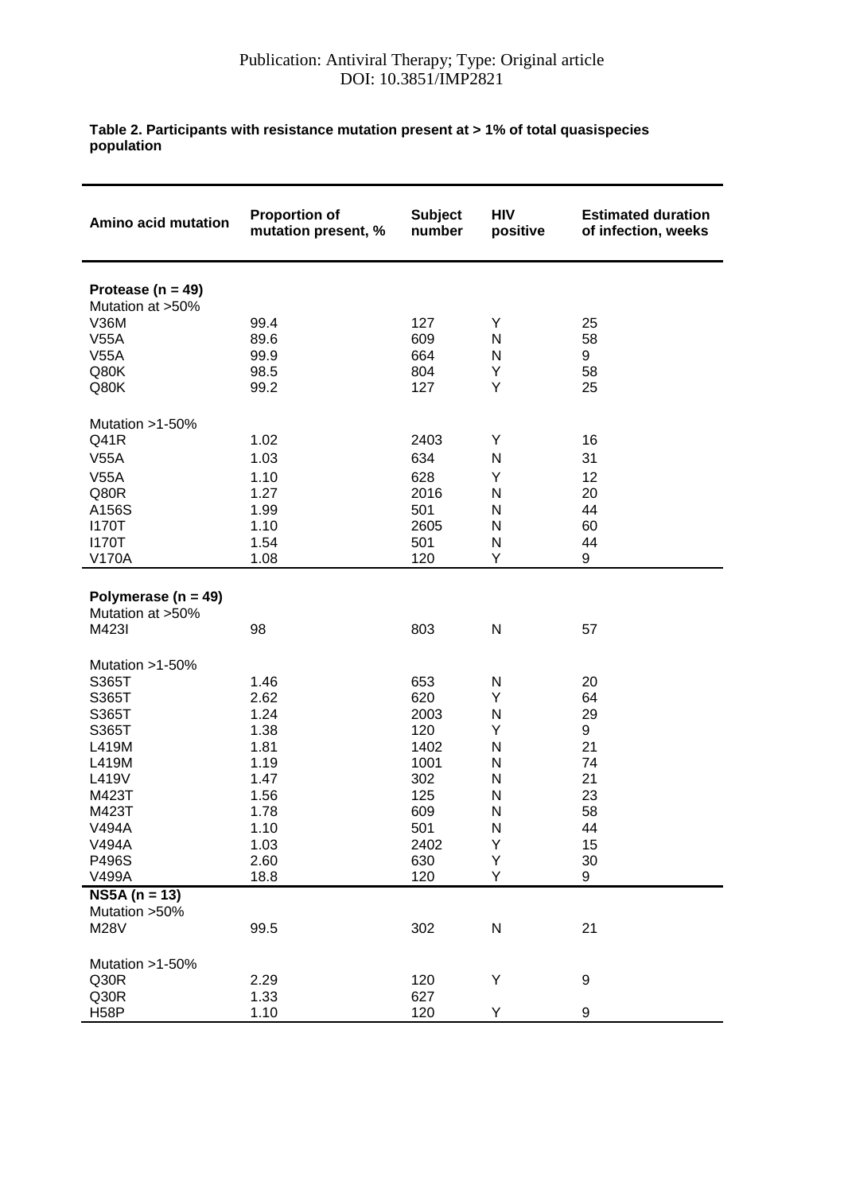**Table 2. Participants with resistance mutation present at > 1% of total quasispecies population**

| Amino acid mutation | Proportion of mutation present, % | Subject number | HIV positive | Estimated duration of infection, weeks |
|---|---|---|---|---|
| **Protease (n = 49)** | | | | |
| Mutation at >50% | | | | |
| V36M | 99.4 | 127 | Y | 25 |
| V55A | 89.6 | 609 | N | 58 |
| V55A | 99.9 | 664 | N | 9 |
| Q80K | 98.5 | 804 | Y | 58 |
| Q80K | 99.2 | 127 | Y | 25 |
| Mutation >1-50% | | | | |
| Q41R | 1.02 | 2403 | Y | 16 |
| V55A | 1.03 | 634 | N | 31 |
| V55A | 1.10 | 628 | Y | 12 |
| Q80R | 1.27 | 2016 | N | 20 |
| A156S | 1.99 | 501 | N | 44 |
| I170T | 1.10 | 2605 | N | 60 |
| I170T | 1.54 | 501 | N | 44 |
| V170A | 1.08 | 120 | Y | 9 |
| **Polymerase (n = 49)** | | | | |
| Mutation at >50% | | | | |
| M423I | 98 | 803 | N | 57 |
| Mutation >1-50% | | | | |
| S365T | 1.46 | 653 | N | 20 |
| S365T | 2.62 | 620 | Y | 64 |
| S365T | 1.24 | 2003 | N | 29 |
| S365T | 1.38 | 120 | Y | 9 |
| L419M | 1.81 | 1402 | N | 21 |
| L419M | 1.19 | 1001 | N | 74 |
| L419V | 1.47 | 302 | N | 21 |
| M423T | 1.56 | 125 | N | 23 |
| M423T | 1.78 | 609 | N | 58 |
| V494A | 1.10 | 501 | N | 44 |
| V494A | 1.03 | 2402 | Y | 15 |
| P496S | 2.60 | 630 | Y | 30 |
| V499A | 18.8 | 120 | Y | 9 |
| **NS5A (n = 13)** | | | | |
| Mutation >50% | | | | |
| M28V | 99.5 | 302 | N | 21 |
| Mutation >1-50% | | | | |
| Q30R | 2.29 | 120 | Y | 9 |
| Q30R | 1.33 | 627 | | |
| H58P | 1.10 | 120 | Y | 9 |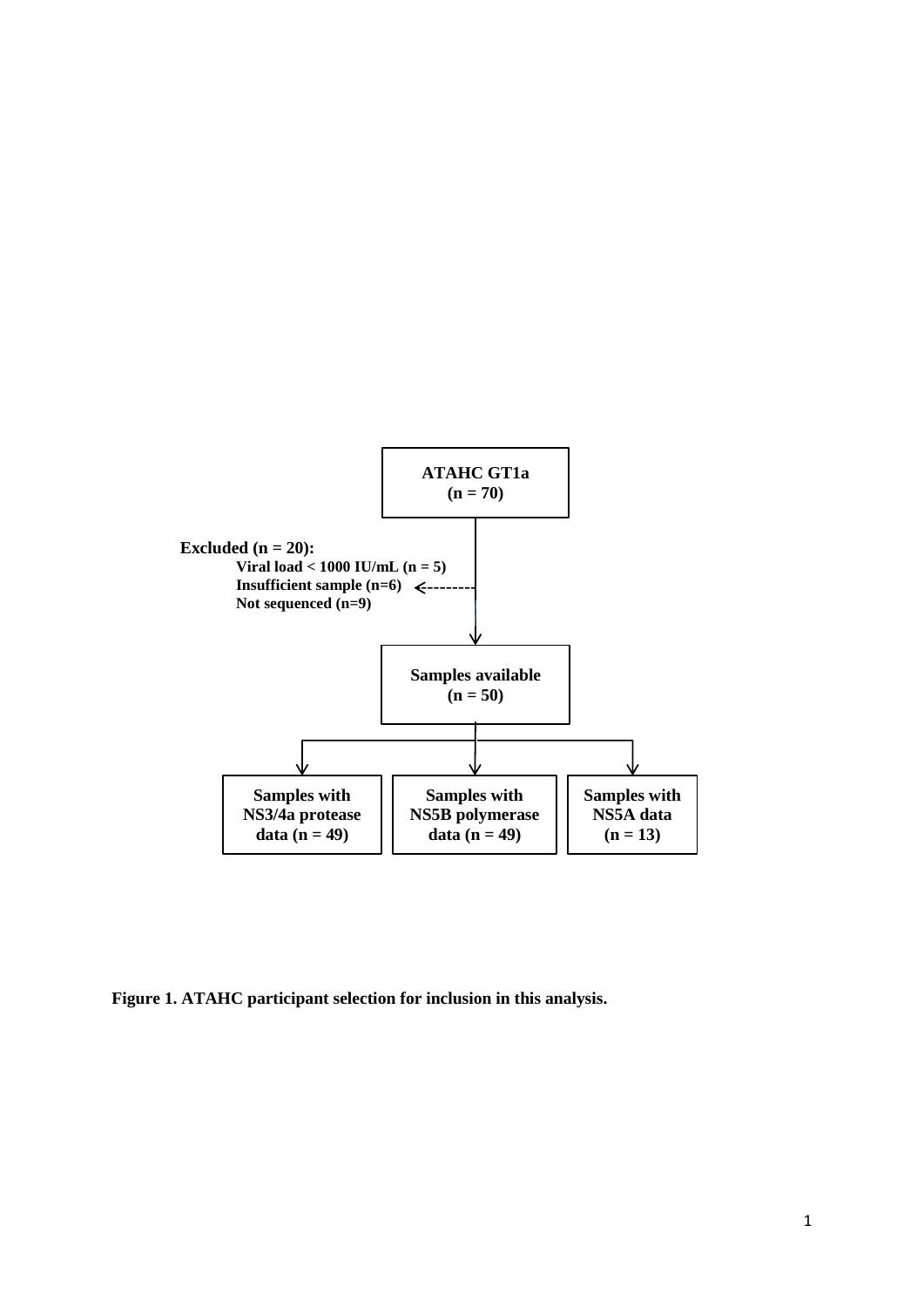ATAHC GT1a
(n = 70)

Excluded (n = 20):
- Viral load < 1000 IU/mL (n = 5)
- Insufficient sample (n=6)
- Not sequenced (n=9)

Samples available
(n = 50)

Samples with NS3/4a protease data (n = 49)

Samples with NS5B polymerase data (n = 49)

Samples with NS5A data (n = 13)

**Figure 1. ATAHC participant selection for inclusion in this analysis.**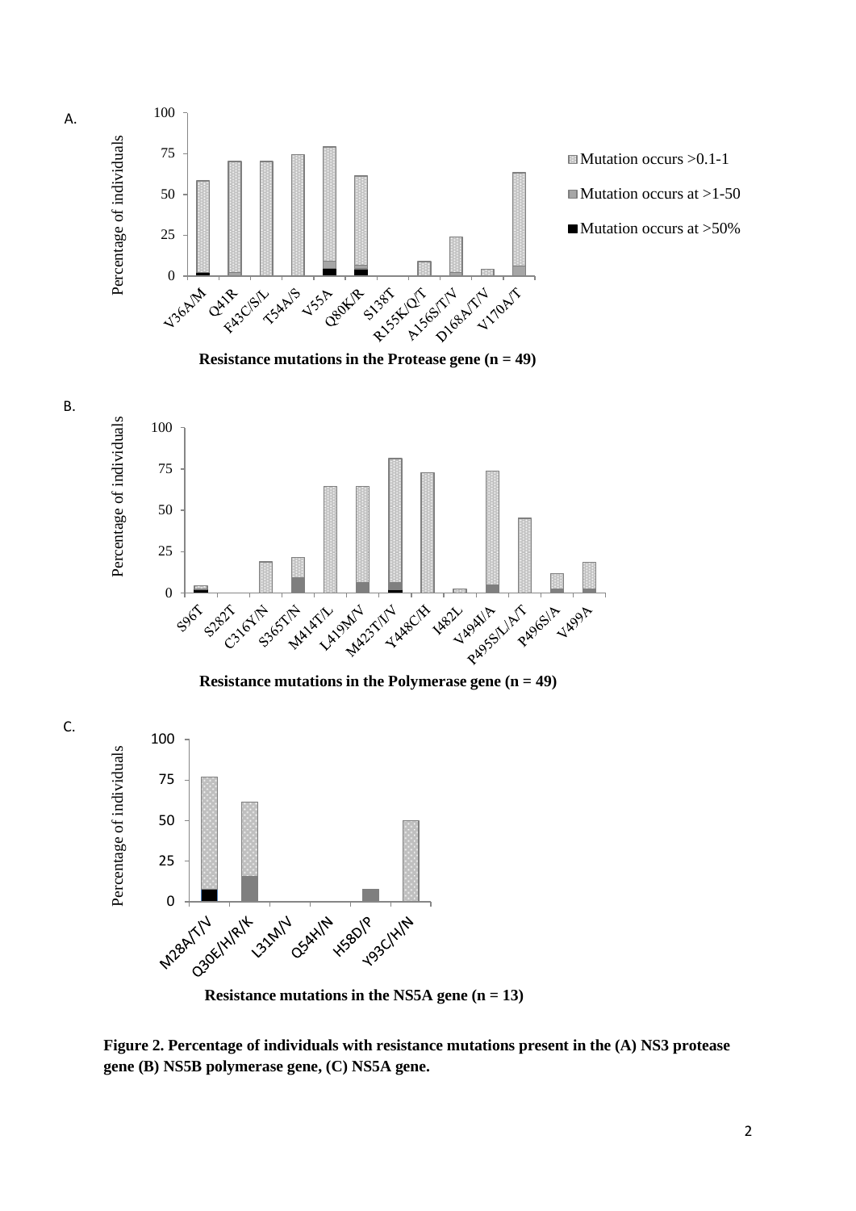**Figure 2. Percentage of individuals with resistance mutations present in the (A) NS3 protease gene (B) NS5B polymerase gene, (C) NS5A gene.**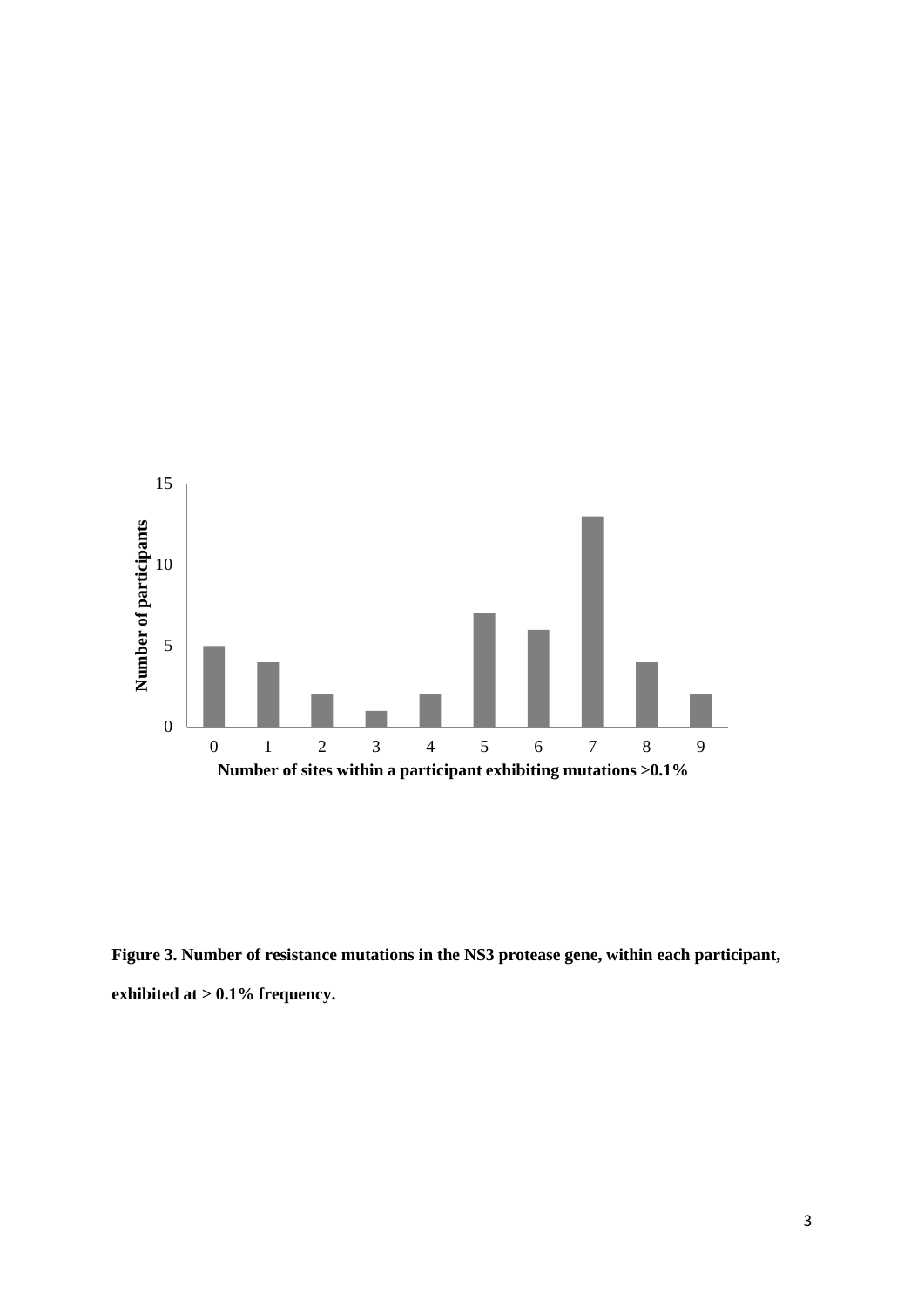15

10

5

0

Number of participants

0 1 2 3 4 5 6 7 8 9

Number of sites within a participant exhibiting mutations >0.1%

**Figure 3. Number of resistance mutations in the NS3 protease gene, within each participant, exhibited at > 0.1% frequency.**